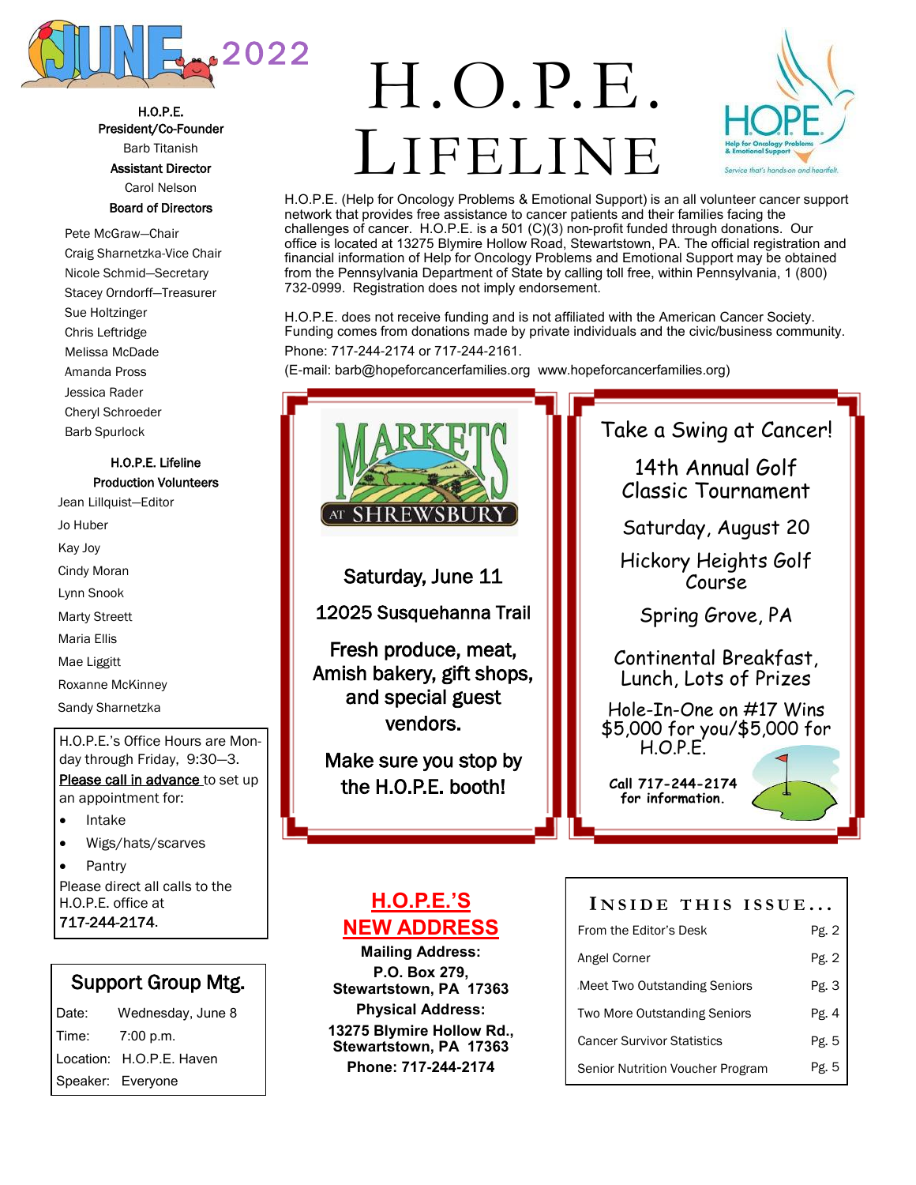JUNE 2022

# H.O.P.E. LIFELINE

H.O.P.E. (Help for Oncology Problems & Emotional Support) is an all volunteer cancer support network that provides free assistance to cancer patients and their families facing the challenges of cancer. H.O.P.E. is a 501 (C)(3) non-profit funded through donations. Our office is located at 13275 Blymire Hollow Road, Stewartstown, PA. The official registration and financial information of Help for Oncology Problems and Emotional Support may be obtained from the Pennsylvania Department of State by calling toll free, within Pennsylvania, 1 (800) 732-0999. Registration does not imply endorsement.

H.O.P.E. does not receive funding and is not affiliated with the American Cancer Society. Funding comes from donations made by private individuals and the civic/business community.

Phone: 717-244-2174 or 717-244-2161.

(E-mail: barb@hopeforcancerfamilies.org www.hopeforcancerfamilies.org)

**H.O.P.E. President/Co-Founder**
Barb Titanish

**Assistant Director**
Carol Nelson

**Board of Directors**

Pete McGraw—Chair
Craig Sharnetzka-Vice Chair
Nicole Schmid—Secretary
Stacey Orndorff—Treasurer
Sue Holtzinger
Chris Leftridge
Melissa McDade
Amanda Pross
Jessica Rader
Cheryl Schroeder
Barb Spurlock

**H.O.P.E. Lifeline Production Volunteers**

Jean Lillquist—Editor
Jo Huber
Kay Joy
Cindy Moran
Lynn Snook
Marty Streett
Maria Ellis
Mae Liggitt
Roxanne McKinney
Sandy Sharnetzka

H.O.P.E.'s Office Hours are Monday through Friday, 9:30—3. Please call in advance to set up an appointment for:

- Intake
- Wigs/hats/scarves
- Pantry

Please direct all calls to the H.O.P.E. office at **717-244-2174**.

## Support Group Mtg.

| | |
|---|---|
| Date: | Wednesday, June 8 |
| Time: | 7:00 p.m. |
| Location: | H.O.P.E. Haven |
| Speaker: | Everyone |

## MARKETS AT SHREWSBURY

**Saturday, June 11**

**12025 Susquehanna Trail**

**Fresh produce, meat, Amish bakery, gift shops, and special guest vendors.**

**Make sure you stop by the H.O.P.E. booth!**

## Take a Swing at Cancer!

14th Annual Golf Classic Tournament

Saturday, August 20

Hickory Heights Golf Course

Spring Grove, PA

Continental Breakfast, Lunch, Lots of Prizes

Hole-In-One on #17 Wins $5,000 for you/$5,000 for H.O.P.E.

**Call 717-244-2174 for information.**

## H.O.P.E.'S NEW ADDRESS

**Mailing Address:**
**P.O. Box 279, Stewartstown, PA 17363**
**Physical Address:**
**13275 Blymire Hollow Rd., Stewartstown, PA 17363**
**Phone: 717-244-2174**

## INSIDE THIS ISSUE...

| | |
|---|---|
| From the Editor's Desk | Pg. 2 |
| Angel Corner | Pg. 2 |
| Meet Two Outstanding Seniors | Pg. 3 |
| Two More Outstanding Seniors | Pg. 4 |
| Cancer Survivor Statistics | Pg. 5 |
| Senior Nutrition Voucher Program | Pg. 5 |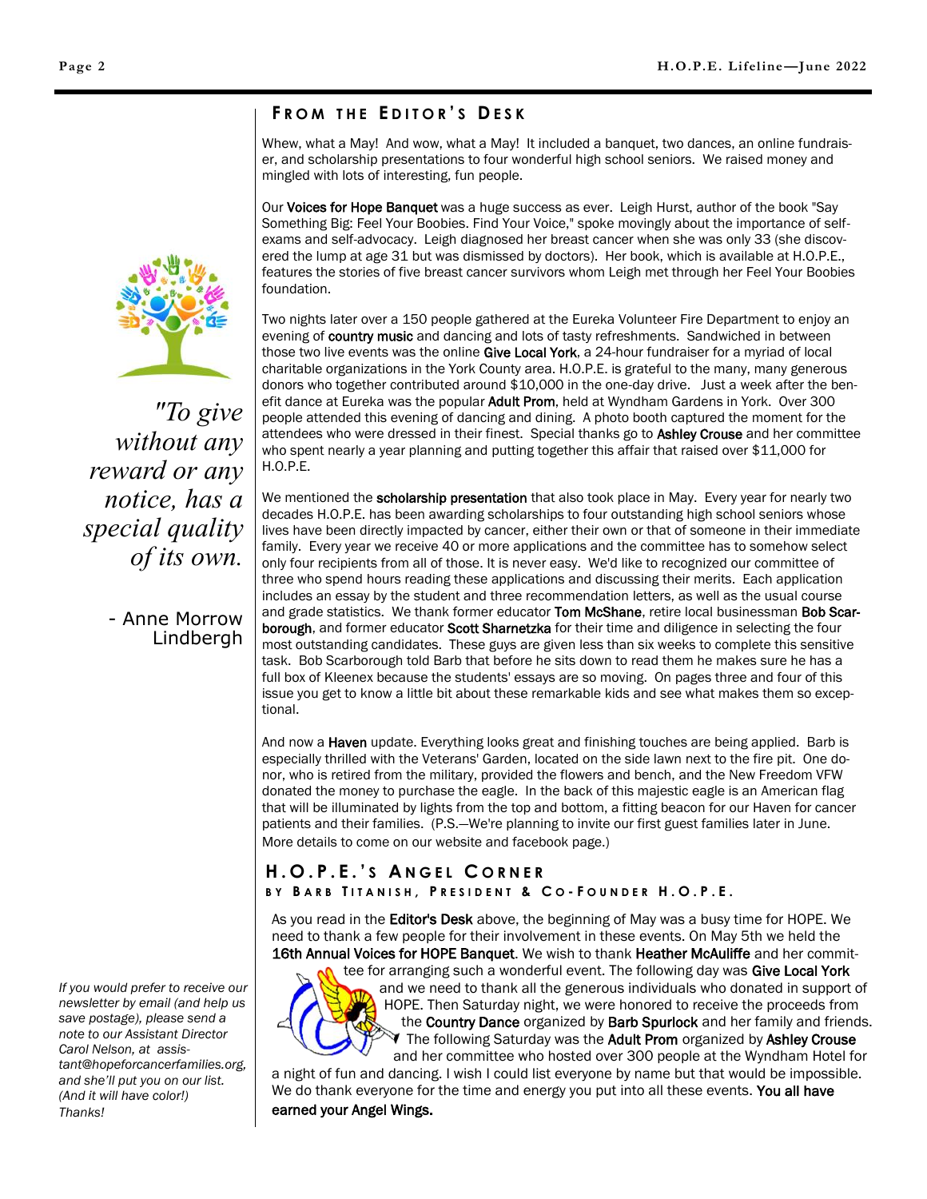## From the Editor's Desk

Whew, what a May! And wow, what a May! It included a banquet, two dances, an online fundraiser, and scholarship presentations to four wonderful high school seniors. We raised money and mingled with lots of interesting, fun people.

Our **Voices for Hope Banquet** was a huge success as ever. Leigh Hurst, author of the book "Say Something Big: Feel Your Boobies. Find Your Voice," spoke movingly about the importance of self-exams and self-advocacy. Leigh diagnosed her breast cancer when she was only 33 (she discovered the lump at age 31 but was dismissed by doctors). Her book, which is available at H.O.P.E., features the stories of five breast cancer survivors whom Leigh met through her Feel Your Boobies foundation.

Two nights later over a 150 people gathered at the Eureka Volunteer Fire Department to enjoy an evening of **country music** and dancing and lots of tasty refreshments. Sandwiched in between those two live events was the online **Give Local York**, a 24-hour fundraiser for a myriad of local charitable organizations in the York County area. H.O.P.E. is grateful to the many, many generous donors who together contributed around $10,000 in the one-day drive. Just a week after the benefit dance at Eureka was the popular **Adult Prom**, held at Wyndham Gardens in York. Over 300 people attended this evening of dancing and dining. A photo booth captured the moment for the attendees who were dressed in their finest. Special thanks go to **Ashley Crouse** and her committee who spent nearly a year planning and putting together this affair that raised over $11,000 for H.O.P.E.

We mentioned the **scholarship presentation** that also took place in May. Every year for nearly two decades H.O.P.E. has been awarding scholarships to four outstanding high school seniors whose lives have been directly impacted by cancer, either their own or that of someone in their immediate family. Every year we receive 40 or more applications and the committee has to somehow select only four recipients from all of those. It is never easy. We'd like to recognized our committee of three who spend hours reading these applications and discussing their merits. Each application includes an essay by the student and three recommendation letters, as well as the usual course and grade statistics. We thank former educator **Tom McShane**, retire local businessman **Bob Scarborough**, and former educator **Scott Sharnetzka** for their time and diligence in selecting the four most outstanding candidates. These guys are given less than six weeks to complete this sensitive task. Bob Scarborough told Barb that before he sits down to read them he makes sure he has a full box of Kleenex because the students' essays are so moving. On pages three and four of this issue you get to know a little bit about these remarkable kids and see what makes them so exceptional.

And now a **Haven** update. Everything looks great and finishing touches are being applied. Barb is especially thrilled with the Veterans' Garden, located on the side lawn next to the fire pit. One donor, who is retired from the military, provided the flowers and bench, and the New Freedom VFW donated the money to purchase the eagle. In the back of this majestic eagle is an American flag that will be illuminated by lights from the top and bottom, a fitting beacon for our Haven for cancer patients and their families. (P.S.—We're planning to invite our first guest families later in June. More details to come on our website and facebook page.)

## H.O.P.E.'s Angel Corner

**By Barb Titanish, President & Co-Founder H.O.P.E.**

As you read in the **Editor's Desk** above, the beginning of May was a busy time for HOPE. We need to thank a few people for their involvement in these events. On May 5th we held the **16th Annual Voices for HOPE Banquet**. We wish to thank **Heather McAuliffe** and her committee for arranging such a wonderful event. The following day was **Give Local York** and we need to thank all the generous individuals who donated in support of HOPE. Then Saturday night, we were honored to receive the proceeds from the **Country Dance** organized by **Barb Spurlock** and her family and friends. The following Saturday was the **Adult Prom** organized by **Ashley Crouse** and her committee who hosted over 300 people at the Wyndham Hotel for a night of fun and dancing. I wish I could list everyone by name but that would be impossible. We do thank everyone for the time and energy you put into all these events. **You all have earned your Angel Wings.**

*"To give without any reward or any notice, has a special quality of its own.*

*- Anne Morrow Lindbergh*

*If you would prefer to receive our newsletter by email (and help us save postage), please send a note to our Assistant Director Carol Nelson, at assistant@hopeforcancerfamilies.org, and she'll put you on our list. (And it will have color!) Thanks!*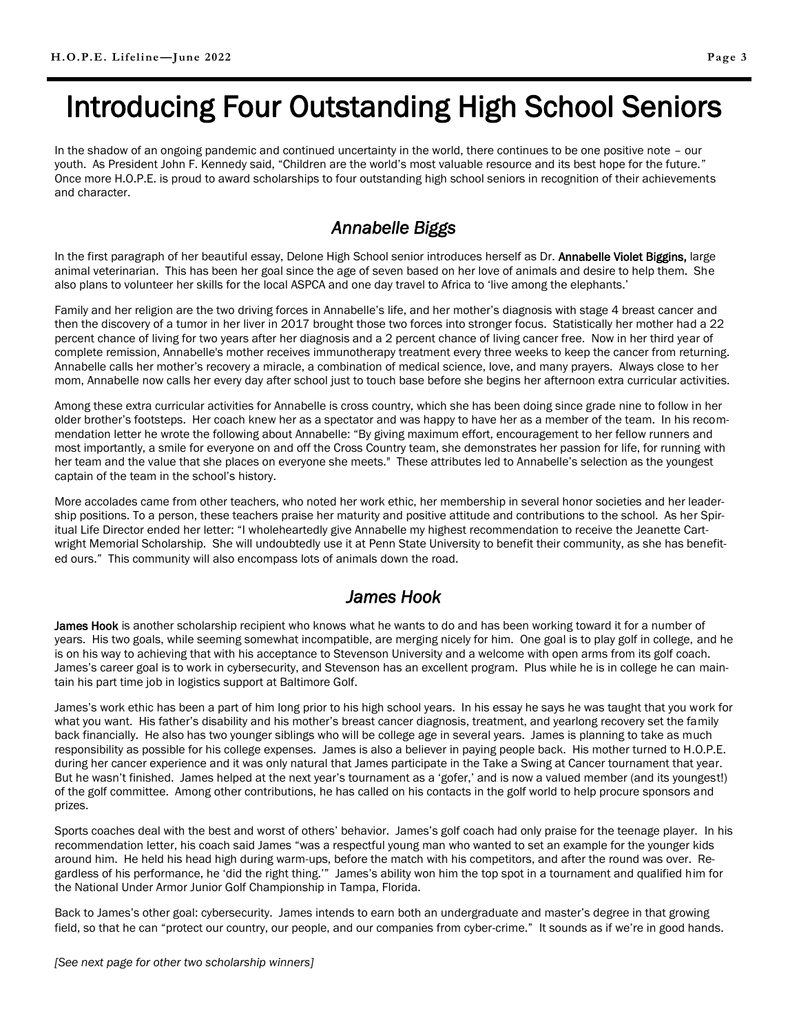# Introducing Four Outstanding High School Seniors

In the shadow of an ongoing pandemic and continued uncertainty in the world, there continues to be one positive note – our youth. As President John F. Kennedy said, "Children are the world's most valuable resource and its best hope for the future." Once more H.O.P.E. is proud to award scholarships to four outstanding high school seniors in recognition of their achievements and character.

## *Annabelle Biggs*

In the first paragraph of her beautiful essay, Delone High School senior introduces herself as Dr. **Annabelle Violet Biggins,** large animal veterinarian. This has been her goal since the age of seven based on her love of animals and desire to help them. She also plans to volunteer her skills for the local ASPCA and one day travel to Africa to 'live among the elephants.'

Family and her religion are the two driving forces in Annabelle's life, and her mother's diagnosis with stage 4 breast cancer and then the discovery of a tumor in her liver in 2017 brought those two forces into stronger focus. Statistically her mother had a 22 percent chance of living for two years after her diagnosis and a 2 percent chance of living cancer free. Now in her third year of complete remission, Annabelle's mother receives immunotherapy treatment every three weeks to keep the cancer from returning. Annabelle calls her mother's recovery a miracle, a combination of medical science, love, and many prayers. Always close to her mom, Annabelle now calls her every day after school just to touch base before she begins her afternoon extra curricular activities.

Among these extra curricular activities for Annabelle is cross country, which she has been doing since grade nine to follow in her older brother's footsteps. Her coach knew her as a spectator and was happy to have her as a member of the team. In his recommendation letter he wrote the following about Annabelle: "By giving maximum effort, encouragement to her fellow runners and most importantly, a smile for everyone on and off the Cross Country team, she demonstrates her passion for life, for running with her team and the value that she places on everyone she meets." These attributes led to Annabelle's selection as the youngest captain of the team in the school's history.

More accolades came from other teachers, who noted her work ethic, her membership in several honor societies and her leadership positions. To a person, these teachers praise her maturity and positive attitude and contributions to the school. As her Spiritual Life Director ended her letter: "I wholeheartedly give Annabelle my highest recommendation to receive the Jeanette Cartwright Memorial Scholarship. She will undoubtedly use it at Penn State University to benefit their community, as she has benefited ours." This community will also encompass lots of animals down the road.

## *James Hook*

**James Hook** is another scholarship recipient who knows what he wants to do and has been working toward it for a number of years. His two goals, while seeming somewhat incompatible, are merging nicely for him. One goal is to play golf in college, and he is on his way to achieving that with his acceptance to Stevenson University and a welcome with open arms from its golf coach. James's career goal is to work in cybersecurity, and Stevenson has an excellent program. Plus while he is in college he can maintain his part time job in logistics support at Baltimore Golf.

James's work ethic has been a part of him long prior to his high school years. In his essay he says he was taught that you work for what you want. His father's disability and his mother's breast cancer diagnosis, treatment, and yearlong recovery set the family back financially. He also has two younger siblings who will be college age in several years. James is planning to take as much responsibility as possible for his college expenses. James is also a believer in paying people back. His mother turned to H.O.P.E. during her cancer experience and it was only natural that James participate in the Take a Swing at Cancer tournament that year. But he wasn't finished. James helped at the next year's tournament as a 'gofer,' and is now a valued member (and its youngest!) of the golf committee. Among other contributions, he has called on his contacts in the golf world to help procure sponsors and prizes.

Sports coaches deal with the best and worst of others' behavior. James's golf coach had only praise for the teenage player. In his recommendation letter, his coach said James "was a respectful young man who wanted to set an example for the younger kids around him. He held his head high during warm-ups, before the match with his competitors, and after the round was over. Regardless of his performance, he 'did the right thing.'" James's ability won him the top spot in a tournament and qualified him for the National Under Armor Junior Golf Championship in Tampa, Florida.

Back to James's other goal: cybersecurity. James intends to earn both an undergraduate and master's degree in that growing field, so that he can "protect our country, our people, and our companies from cyber-crime." It sounds as if we're in good hands.

*[See next page for other two scholarship winners]*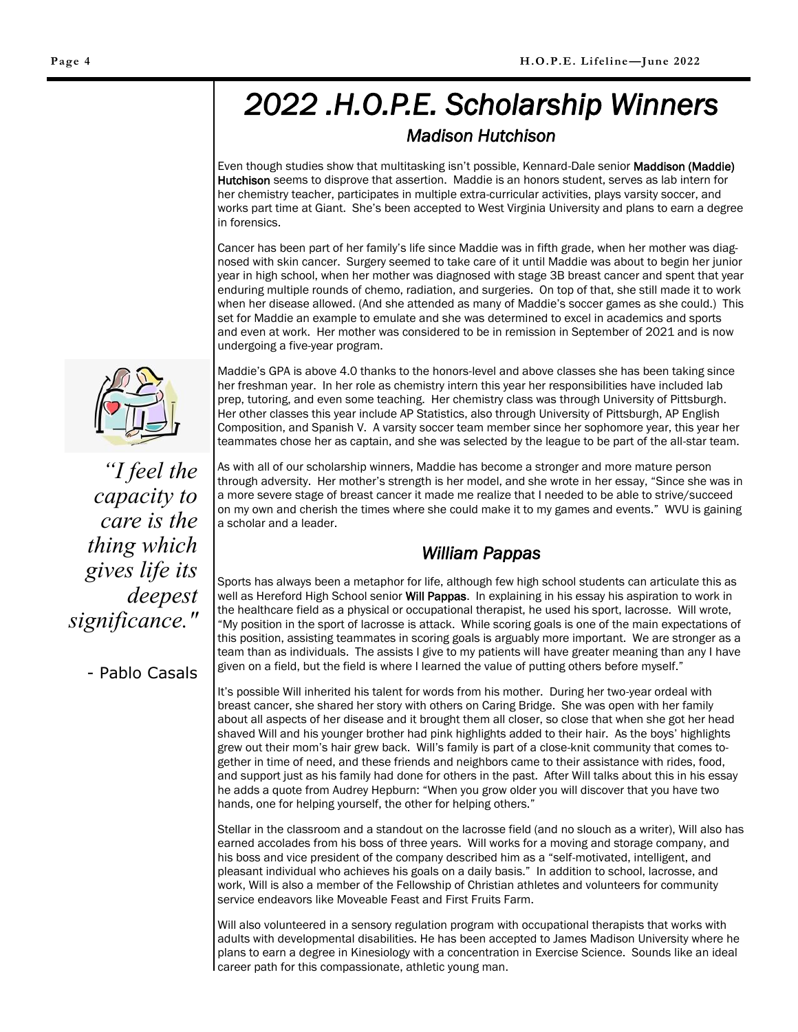# 2022 .H.O.P.E. Scholarship Winners

## *Madison Hutchison*

Even though studies show that multitasking isn't possible, Kennard-Dale senior **Maddison (Maddie) Hutchison** seems to disprove that assertion. Maddie is an honors student, serves as lab intern for her chemistry teacher, participates in multiple extra-curricular activities, plays varsity soccer, and works part time at Giant. She's been accepted to West Virginia University and plans to earn a degree in forensics.

Cancer has been part of her family's life since Maddie was in fifth grade, when her mother was diagnosed with skin cancer. Surgery seemed to take care of it until Maddie was about to begin her junior year in high school, when her mother was diagnosed with stage 3B breast cancer and spent that year enduring multiple rounds of chemo, radiation, and surgeries. On top of that, she still made it to work when her disease allowed. (And she attended as many of Maddie's soccer games as she could.) This set for Maddie an example to emulate and she was determined to excel in academics and sports and even at work. Her mother was considered to be in remission in September of 2021 and is now undergoing a five-year program.

Maddie's GPA is above 4.0 thanks to the honors-level and above classes she has been taking since her freshman year. In her role as chemistry intern this year her responsibilities have included lab prep, tutoring, and even some teaching. Her chemistry class was through University of Pittsburgh. Her other classes this year include AP Statistics, also through University of Pittsburgh, AP English Composition, and Spanish V. A varsity soccer team member since her sophomore year, this year her teammates chose her as captain, and she was selected by the league to be part of the all-star team.

As with all of our scholarship winners, Maddie has become a stronger and more mature person through adversity. Her mother's strength is her model, and she wrote in her essay, "Since she was in a more severe stage of breast cancer it made me realize that I needed to be able to strive/succeed on my own and cherish the times where she could make it to my games and events." WVU is gaining a scholar and a leader.

*"I feel the capacity to care is the thing which gives life its deepest significance."*

\- Pablo Casals

## *William Pappas*

Sports has always been a metaphor for life, although few high school students can articulate this as well as Hereford High School senior **Will Pappas**. In explaining in his essay his aspiration to work in the healthcare field as a physical or occupational therapist, he used his sport, lacrosse. Will wrote, "My position in the sport of lacrosse is attack. While scoring goals is one of the main expectations of this position, assisting teammates in scoring goals is arguably more important. We are stronger as a team than as individuals. The assists I give to my patients will have greater meaning than any I have given on a field, but the field is where I learned the value of putting others before myself."

It's possible Will inherited his talent for words from his mother. During her two-year ordeal with breast cancer, she shared her story with others on Caring Bridge. She was open with her family about all aspects of her disease and it brought them all closer, so close that when she got her head shaved Will and his younger brother had pink highlights added to their hair. As the boys' highlights grew out their mom's hair grew back. Will's family is part of a close-knit community that comes together in time of need, and these friends and neighbors came to their assistance with rides, food, and support just as his family had done for others in the past. After Will talks about this in his essay he adds a quote from Audrey Hepburn: "When you grow older you will discover that you have two hands, one for helping yourself, the other for helping others."

Stellar in the classroom and a standout on the lacrosse field (and no slouch as a writer), Will also has earned accolades from his boss of three years. Will works for a moving and storage company, and his boss and vice president of the company described him as a "self-motivated, intelligent, and pleasant individual who achieves his goals on a daily basis." In addition to school, lacrosse, and work, Will is also a member of the Fellowship of Christian athletes and volunteers for community service endeavors like Moveable Feast and First Fruits Farm.

Will also volunteered in a sensory regulation program with occupational therapists that works with adults with developmental disabilities. He has been accepted to James Madison University where he plans to earn a degree in Kinesiology with a concentration in Exercise Science. Sounds like an ideal career path for this compassionate, athletic young man.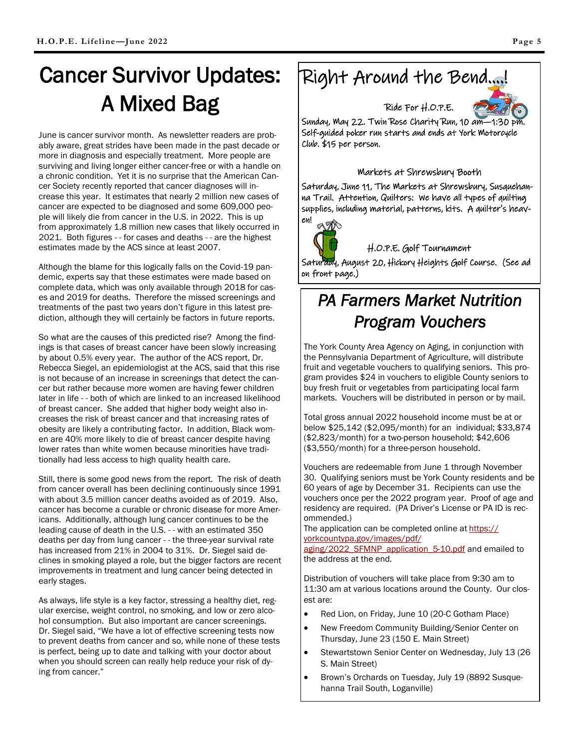# Cancer Survivor Updates: A Mixed Bag

June is cancer survivor month. As newsletter readers are probably aware, great strides have been made in the past decade or more in diagnosis and especially treatment. More people are surviving and living longer either cancer-free or with a handle on a chronic condition. Yet it is no surprise that the American Cancer Society recently reported that cancer diagnoses will increase this year. It estimates that nearly 2 million new cases of cancer are expected to be diagnosed and some 609,000 people will likely die from cancer in the U.S. in 2022. This is up from approximately 1.8 million new cases that likely occurred in 2021. Both figures - - for cases and deaths - - are the highest estimates made by the ACS since at least 2007.

Although the blame for this logically falls on the Covid-19 pandemic, experts say that these estimates were made based on complete data, which was only available through 2018 for cases and 2019 for deaths. Therefore the missed screenings and treatments of the past two years don't figure in this latest prediction, although they will certainly be factors in future reports.

So what are the causes of this predicted rise? Among the findings is that cases of breast cancer have been slowly increasing by about 0.5% every year. The author of the ACS report, Dr. Rebecca Siegel, an epidemiologist at the ACS, said that this rise is not because of an increase in screenings that detect the cancer but rather because more women are having fewer children later in life - - both of which are linked to an increased likelihood of breast cancer. She added that higher body weight also increases the risk of breast cancer and that increasing rates of obesity are likely a contributing factor. In addition, Black women are 40% more likely to die of breast cancer despite having lower rates than white women because minorities have traditionally had less access to high quality health care.

Still, there is some good news from the report. The risk of death from cancer overall has been declining continuously since 1991 with about 3.5 million cancer deaths avoided as of 2019. Also, cancer has become a curable or chronic disease for more Americans. Additionally, although lung cancer continues to be the leading cause of death in the U.S. - - with an estimated 350 deaths per day from lung cancer - - the three-year survival rate has increased from 21% in 2004 to 31%. Dr. Siegel said declines in smoking played a role, but the bigger factors are recent improvements in treatment and lung cancer being detected in early stages.

As always, life style is a key factor, stressing a healthy diet, regular exercise, weight control, no smoking, and low or zero alcohol consumption. But also important are cancer screenings. Dr. Siegel said, "We have a lot of effective screening tests now to prevent deaths from cancer and so, while none of these tests is perfect, being up to date and talking with your doctor about when you should screen can really help reduce your risk of dying from cancer."

# Right Around the Bend…!

### Ride For H.O.P.E.

Sunday, May 22. Twin Rose Charity Run, 10 am—1:30 pm. Self-guided poker run starts and ends at York Motorcycle Club. $15 per person.

### Markets at Shrewsbury Booth

Saturday, June 11, The Markets at Shrewsbury, Susquehanna Trail. Attention, Quilters: We have all types of quilting supplies, including material, patterns, kits. A quilter's heaven!

### H.O.P.E. Golf Tournament

Saturday, August 20, Hickory Heights Golf Course. (See ad on front page.)

# *PA Farmers Market Nutrition Program Vouchers*

The York County Area Agency on Aging, in conjunction with the Pennsylvania Department of Agriculture, will distribute fruit and vegetable vouchers to qualifying seniors. This program provides $24 in vouchers to eligible County seniors to buy fresh fruit or vegetables from participating local farm markets. Vouchers will be distributed in person or by mail.

Total gross annual 2022 household income must be at or below $25,142 ($2,095/month) for an individual; $33,874 ($2,823/month) for a two-person household; $42,606 ($3,550/month) for a three-person household.

Vouchers are redeemable from June 1 through November 30. Qualifying seniors must be York County residents and be 60 years of age by December 31. Recipients can use the vouchers once per the 2022 program year. Proof of age and residency are required. (PA Driver's License or PA ID is recommended.)

The application can be completed online at https://yorkcountypa.gov/images/pdf/aging/2022_SFMNP_application_5-10.pdf and emailed to the address at the end.

Distribution of vouchers will take place from 9:30 am to 11:30 am at various locations around the County. Our closest are:

- Red Lion, on Friday, June 10 (20-C Gotham Place)
- New Freedom Community Building/Senior Center on Thursday, June 23 (150 E. Main Street)
- Stewartstown Senior Center on Wednesday, July 13 (26 S. Main Street)
- Brown's Orchards on Tuesday, July 19 (8892 Susquehanna Trail South, Loganville)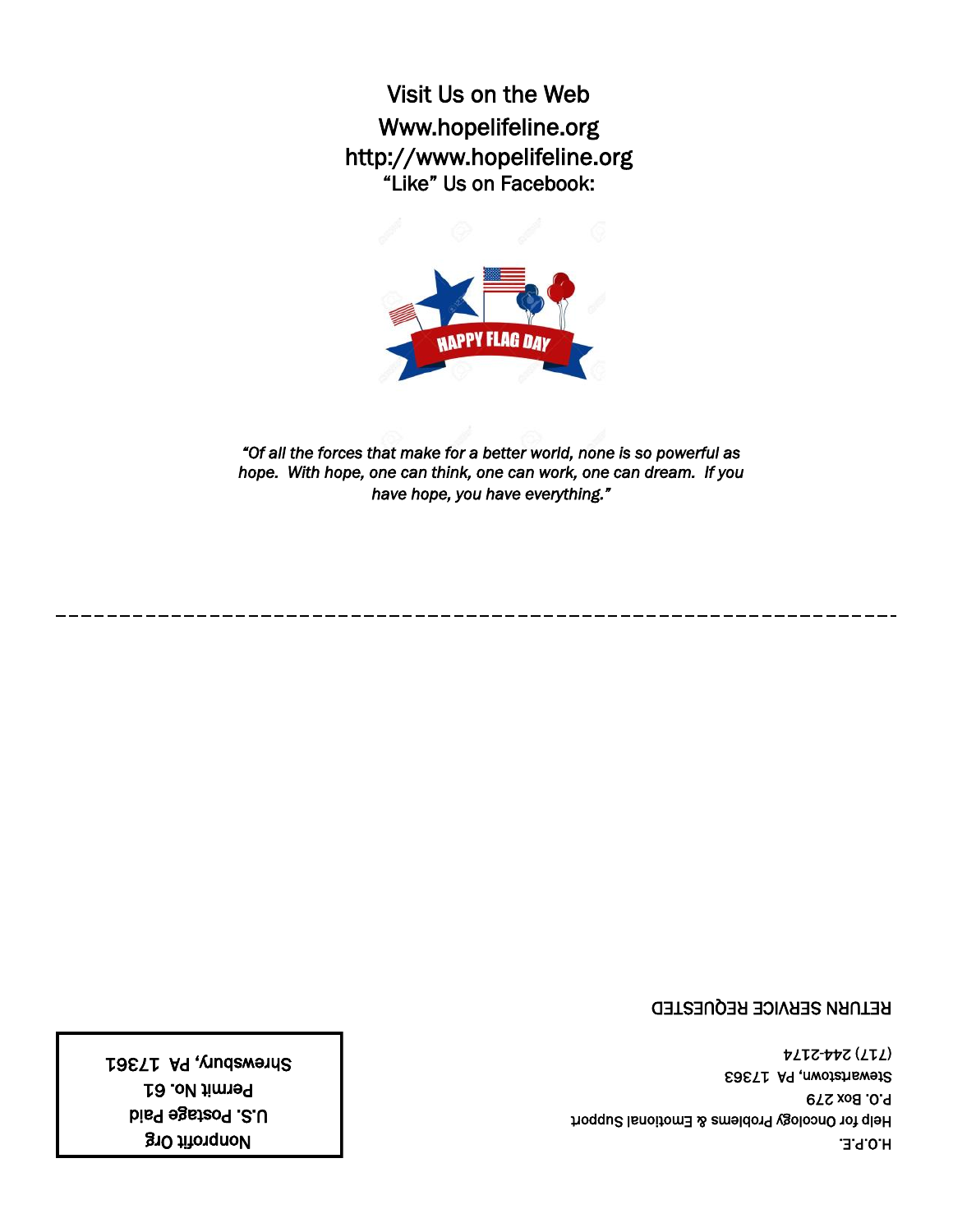Visit Us on the Web

Www.hopelifeline.org

http://www.hopelifeline.org

"Like" Us on Facebook:

HAPPY FLAG DAY

*"Of all the forces that make for a better world, none is so powerful as hope. With hope, one can think, one can work, one can dream. If you have hope, you have everything."*

---

RETURN SERVICE REQUESTED

H.O.P.E.
Help for Oncology Problems & Emotional Support
P.O. Box 279
Stewartstown, PA 17363
(717) 244-2174

Nonprofit Org
U.S. Postage Paid
Permit No. 61
Shrewsbury, PA 17361